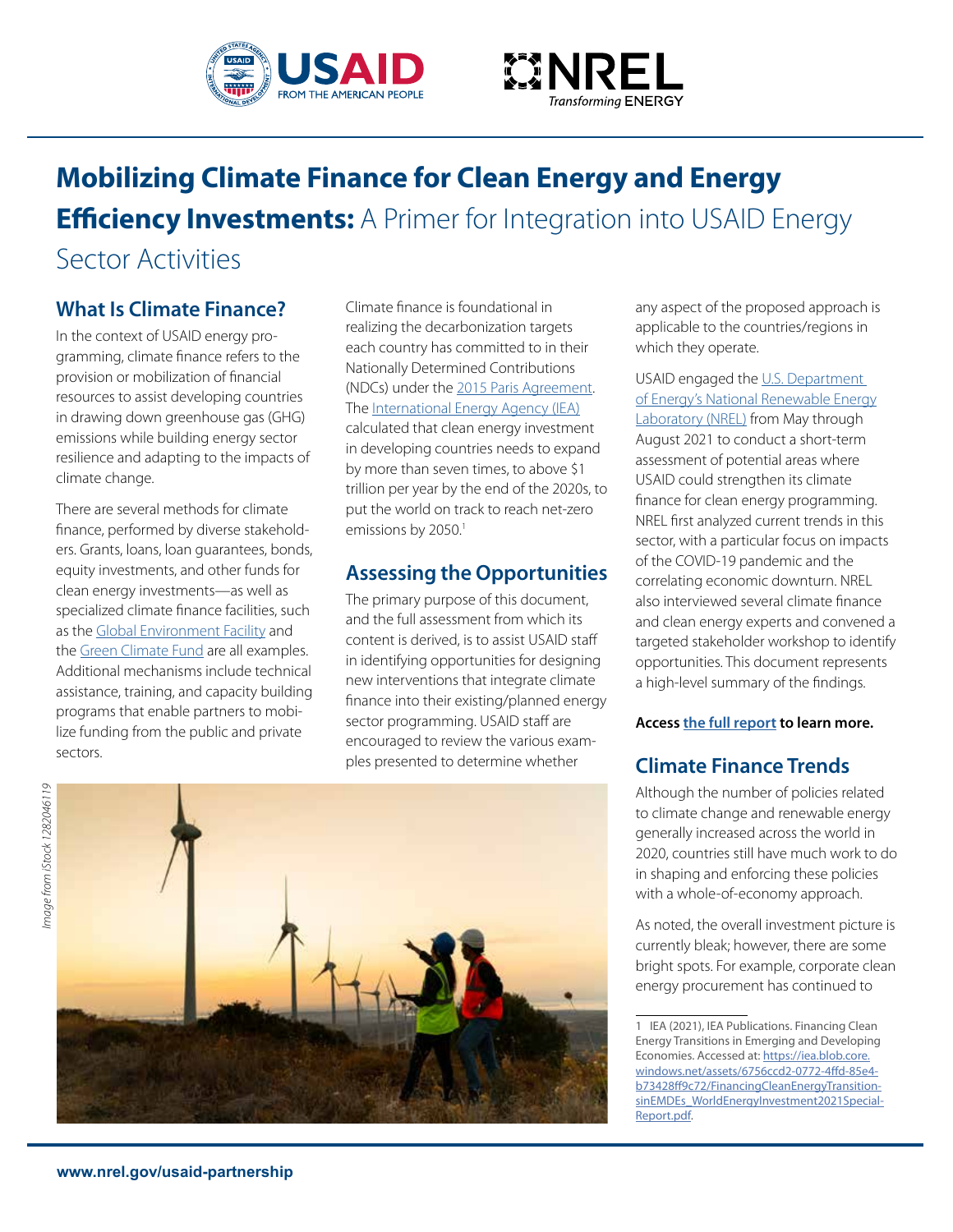# Mobilizing Climate Finance for Clean Energy and Energy Efficiency Investments: A Primer for Integration into USAID Energy Sector Activities

## What Is Climate Finance?

In the context of USAID energy programming, climate finance refers to the provision or mobilization of financial resources to assist developing countries in drawing down greenhouse gas (GHG) emissions while building energy sector resilience and adapting to the impacts of climate change.

There are several methods for climate finance, performed by diverse stakeholders. Grants, loans, loan guarantees, bonds, equity investments, and other funds for clean energy investments—as well as specialized climate finance facilities, such as the Global Environment Facility and the Green Climate Fund are all examples. Additional mechanisms include technical assistance, training, and capacity building programs that enable partners to mobilize funding from the public and private sectors.

Climate finance is foundational in realizing the decarbonization targets each country has committed to in their Nationally Determined Contributions (NDCs) under the 2015 Paris Agreement. The International Energy Agency (IEA) calculated that clean energy investment in developing countries needs to expand by more than seven times, to above $1 trillion per year by the end of the 2020s, to put the world on track to reach net-zero emissions by 2050.[1]

## Assessing the Opportunities

The primary purpose of this document, and the full assessment from which its content is derived, is to assist USAID staff in identifying opportunities for designing new interventions that integrate climate finance into their existing/planned energy sector programming. USAID staff are encouraged to review the various examples presented to determine whether any aspect of the proposed approach is applicable to the countries/regions in which they operate.

USAID engaged the U.S. Department of Energy's National Renewable Energy Laboratory (NREL) from May through August 2021 to conduct a short-term assessment of potential areas where USAID could strengthen its climate finance for clean energy programming. NREL first analyzed current trends in this sector, with a particular focus on impacts of the COVID-19 pandemic and the correlating economic downturn. NREL also interviewed several climate finance and clean energy experts and convened a targeted stakeholder workshop to identify opportunities. This document represents a high-level summary of the findings.

**Access the full report to learn more.**

## Climate Finance Trends

Although the number of policies related to climate change and renewable energy generally increased across the world in 2020, countries still have much work to do in shaping and enforcing these policies with a whole-of-economy approach.

As noted, the overall investment picture is currently bleak; however, there are some bright spots. For example, corporate clean energy procurement has continued to

*Image from iStock 1282046119*

---

1 IEA (2021), IEA Publications. Financing Clean Energy Transitions in Emerging and Developing Economies. Accessed at: https://iea.blob.core.windows.net/assets/6756ccd2-0772-4ffd-85e4-b73428ff9c72/FinancingCleanEnergyTransitionsinEMDEs_WorldEnergyInvestment2021SpecialReport.pdf.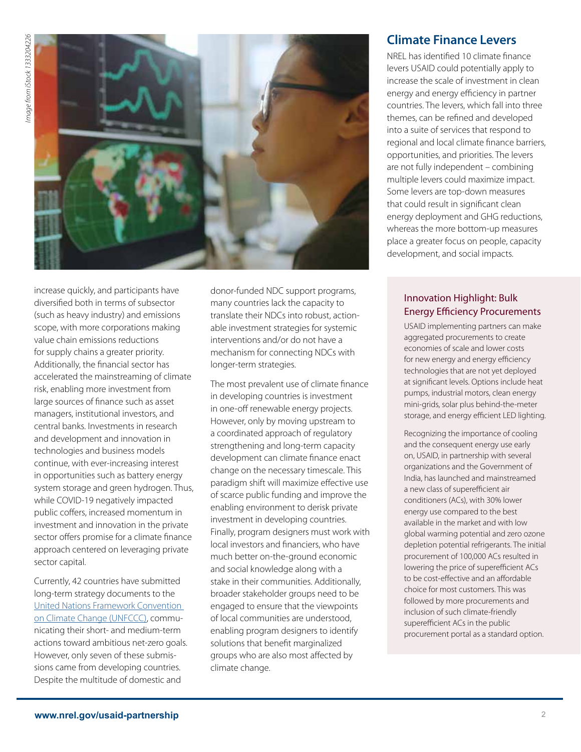increase quickly, and participants have diversified both in terms of subsector (such as heavy industry) and emissions scope, with more corporations making value chain emissions reductions for supply chains a greater priority. Additionally, the financial sector has accelerated the mainstreaming of climate risk, enabling more investment from large sources of finance such as asset managers, institutional investors, and central banks. Investments in research and development and innovation in technologies and business models continue, with ever-increasing interest in opportunities such as battery energy system storage and green hydrogen. Thus, while COVID-19 negatively impacted public coffers, increased momentum in investment and innovation in the private sector offers promise for a climate finance approach centered on leveraging private sector capital.

Currently, 42 countries have submitted long-term strategy documents to the [United Nations Framework Convention on Climate Change (UNFCCC)](), communicating their short- and medium-term actions toward ambitious net-zero goals. However, only seven of these submissions came from developing countries. Despite the multitude of domestic and donor-funded NDC support programs, many countries lack the capacity to translate their NDCs into robust, actionable investment strategies for systemic interventions and/or do not have a mechanism for connecting NDCs with longer-term strategies.

The most prevalent use of climate finance in developing countries is investment in one-off renewable energy projects. However, only by moving upstream to a coordinated approach of regulatory strengthening and long-term capacity development can climate finance enact change on the necessary timescale. This paradigm shift will maximize effective use of scarce public funding and improve the enabling environment to derisk private investment in developing countries. Finally, program designers must work with local investors and financiers, who have much better on-the-ground economic and social knowledge along with a stake in their communities. Additionally, broader stakeholder groups need to be engaged to ensure that the viewpoints of local communities are understood, enabling program designers to identify solutions that benefit marginalized groups who are also most affected by climate change.

## Climate Finance Levers

NREL has identified 10 climate finance levers USAID could potentially apply to increase the scale of investment in clean energy and energy efficiency in partner countries. The levers, which fall into three themes, can be refined and developed into a suite of services that respond to regional and local climate finance barriers, opportunities, and priorities. The levers are not fully independent – combining multiple levers could maximize impact. Some levers are top-down measures that could result in significant clean energy deployment and GHG reductions, whereas the more bottom-up measures place a greater focus on people, capacity development, and social impacts.

### Innovation Highlight: Bulk Energy Efficiency Procurements

USAID implementing partners can make aggregated procurements to create economies of scale and lower costs for new energy and energy efficiency technologies that are not yet deployed at significant levels. Options include heat pumps, industrial motors, clean energy mini-grids, solar plus behind-the-meter storage, and energy efficient LED lighting.

Recognizing the importance of cooling and the consequent energy use early on, USAID, in partnership with several organizations and the Government of India, has launched and mainstreamed a new class of superefficient air conditioners (ACs), with 30% lower energy use compared to the best available in the market and with low global warming potential and zero ozone depletion potential refrigerants. The initial procurement of 100,000 ACs resulted in lowering the price of superefficient ACs to be cost-effective and an affordable choice for most customers. This was followed by more procurements and inclusion of such climate-friendly superefficient ACs in the public procurement portal as a standard option.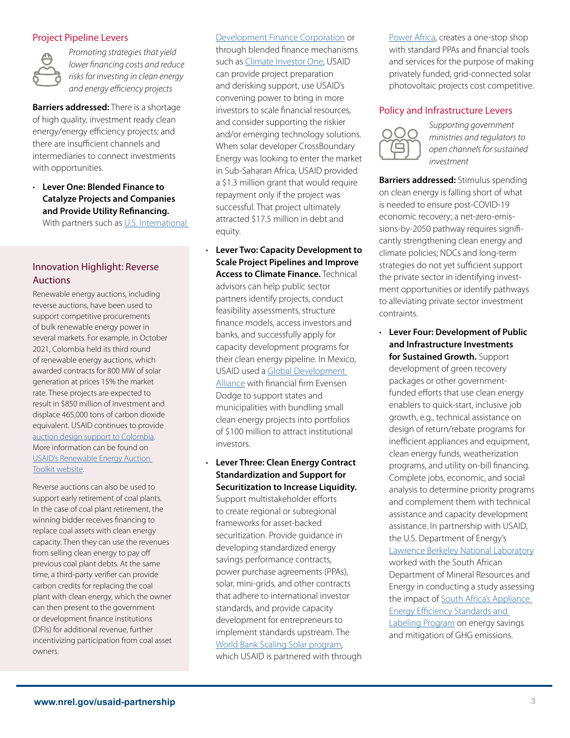## Project Pipeline Levers

*Promoting strategies that yield lower financing costs and reduce risks for investing in clean energy and energy efficiency projects*

**Barriers addressed:** There is a shortage of high quality, investment ready clean energy/energy efficiency projects; and there are insufficient channels and intermediaries to connect investments with opportunities.

- **Lever One: Blended Finance to Catalyze Projects and Companies and Provide Utility Refinancing.** With partners such as U.S. International Development Finance Corporation or through blended finance mechanisms such as Climate Investor One, USAID can provide project preparation and derisking support, use USAID's convening power to bring in more investors to scale financial resources, and consider supporting the riskier and/or emerging technology solutions. When solar developer CrossBoundary Energy was looking to enter the market in Sub-Saharan Africa, USAID provided a $1.3 million grant that would require repayment only if the project was successful. That project ultimately attracted $17.5 million in debt and equity.

- **Lever Two: Capacity Development to Scale Project Pipelines and Improve Access to Climate Finance.** Technical advisors can help public sector partners identify projects, conduct feasibility assessments, structure finance models, access investors and banks, and successfully apply for capacity development programs for their clean energy pipeline. In Mexico, USAID used a Global Development Alliance with financial firm Evensen Dodge to support states and municipalities with bundling small clean energy projects into portfolios of $100 million to attract institutional investors.

- **Lever Three: Clean Energy Contract Standardization and Support for Securitization to Increase Liquidity.** Support multistakeholder efforts to create regional or subregional frameworks for asset-backed securitization. Provide guidance in developing standardized energy savings performance contracts, power purchase agreements (PPAs), solar, mini-grids, and other contracts that adhere to international investor standards, and provide capacity development for entrepreneurs to implement standards upstream. The World Bank Scaling Solar program, which USAID is partnered with through Power Africa, creates a one-stop shop with standard PPAs and financial tools and services for the purpose of making privately funded, grid-connected solar photovoltaic projects cost competitive.

### Innovation Highlight: Reverse Auctions

Renewable energy auctions, including reverse auctions, have been used to support competitive procurements of bulk renewable energy power in several markets. For example, in October 2021, Colombia held its third round of renewable energy auctions, which awarded contracts for 800 MW of solar generation at prices 15% the market rate. These projects are expected to result in $850 million of investment and displace 465,000 tons of carbon dioxide equivalent. USAID continues to provide auction design support to Colombia. More information can be found on USAID's Renewable Energy Auction Toolkit website.

Reverse auctions can also be used to support early retirement of coal plants. In the case of coal plant retirement, the winning bidder receives financing to replace coal assets with clean energy capacity. Then they can use the revenues from selling clean energy to pay off previous coal plant debts. At the same time, a third-party verifier can provide carbon credits for replacing the coal plant with clean energy, which the owner can then present to the government or development finance institutions (DFIs) for additional revenue, further incentivizing participation from coal asset owners.

## Policy and Infrastructure Levers

*Supporting government ministries and regulators to open channels for sustained investment*

**Barriers addressed:** Stimulus spending on clean energy is falling short of what is needed to ensure post-COVID-19 economic recovery; a net-zero-emissions-by-2050 pathway requires significantly strengthening clean energy and climate policies; NDCs and long-term strategies do not yet sufficient support the private sector in identifying investment opportunities or identify pathways to alleviating private sector investment contraints.

- **Lever Four: Development of Public and Infrastructure Investments for Sustained Growth.** Support development of green recovery packages or other government-funded efforts that use clean energy enablers to quick-start, inclusive job growth, e.g., technical assistance on design of return/rebate programs for inefficient appliances and equipment, clean energy funds, weatherization programs, and utility on-bill financing. Complete jobs, economic, and social analysis to determine priority programs and complement them with technical assistance and capacity development assistance. In partnership with USAID, the U.S. Department of Energy's Lawrence Berkeley National Laboratory worked with the South African Department of Mineral Resources and Energy in conducting a study assessing the impact of South Africa's Appliance Energy Efficiency Standards and Labeling Program on energy savings and mitigation of GHG emissions.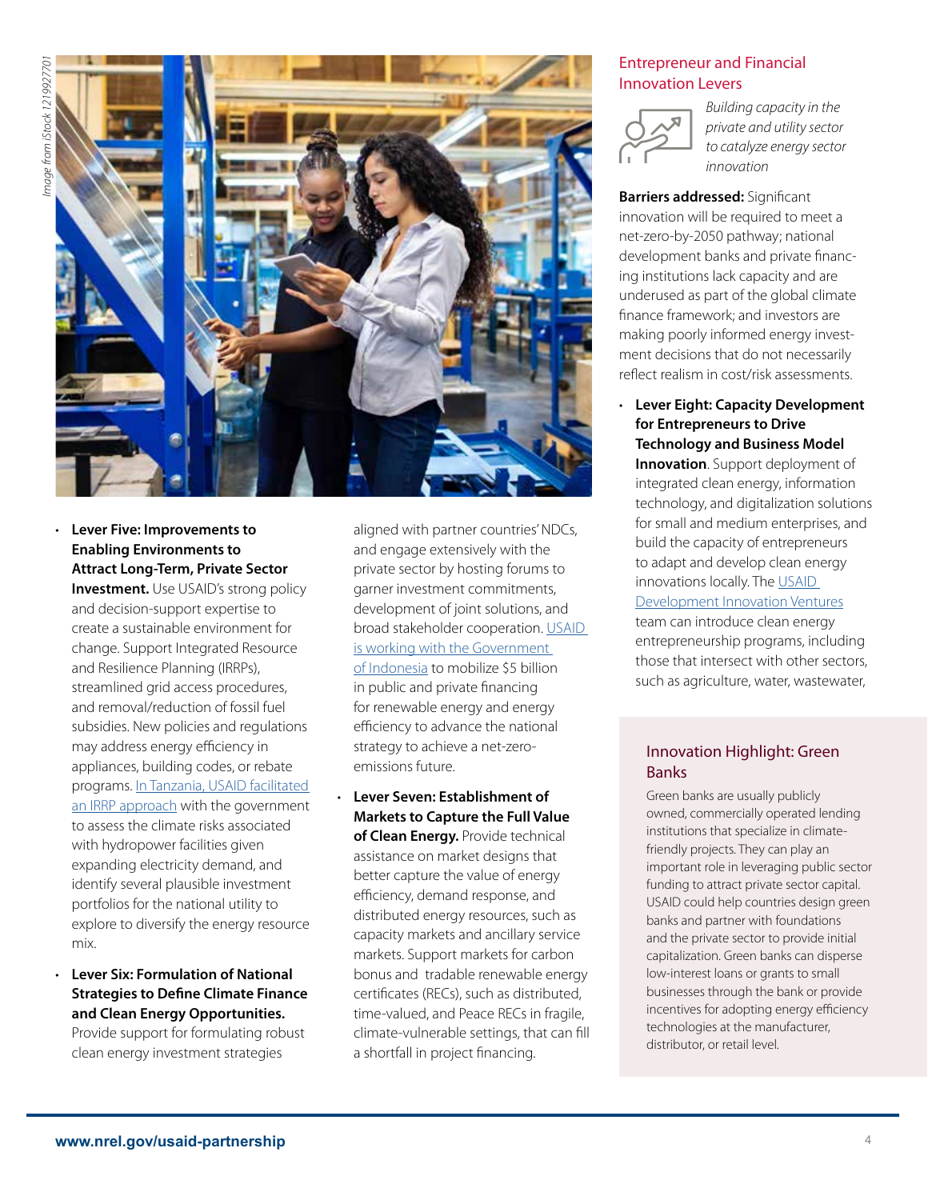- **Lever Five: Improvements to Enabling Environments to Attract Long-Term, Private Sector Investment.** Use USAID's strong policy and decision-support expertise to create a sustainable environment for change. Support Integrated Resource and Resilience Planning (IRRPs), streamlined grid access procedures, and removal/reduction of fossil fuel subsidies. New policies and regulations may address energy efficiency in appliances, building codes, or rebate programs. In Tanzania, USAID facilitated an IRRP approach with the government to assess the climate risks associated with hydropower facilities given expanding electricity demand, and identify several plausible investment portfolios for the national utility to explore to diversify the energy resource mix.

- **Lever Six: Formulation of National Strategies to Define Climate Finance and Clean Energy Opportunities.** Provide support for formulating robust clean energy investment strategies aligned with partner countries' NDCs, and engage extensively with the private sector by hosting forums to garner investment commitments, development of joint solutions, and broad stakeholder cooperation. USAID is working with the Government of Indonesia to mobilize $5 billion in public and private financing for renewable energy and energy efficiency to advance the national strategy to achieve a net-zero-emissions future.

- **Lever Seven: Establishment of Markets to Capture the Full Value of Clean Energy.** Provide technical assistance on market designs that better capture the value of energy efficiency, demand response, and distributed energy resources, such as capacity markets and ancillary service markets. Support markets for carbon bonus and tradable renewable energy certificates (RECs), such as distributed, time-valued, and Peace RECs in fragile, climate-vulnerable settings, that can fill a shortfall in project financing.

## Entrepreneur and Financial Innovation Levers

*Building capacity in the private and utility sector to catalyze energy sector innovation*

**Barriers addressed:** Significant innovation will be required to meet a net-zero-by-2050 pathway; national development banks and private financing institutions lack capacity and are underused as part of the global climate finance framework; and investors are making poorly informed energy investment decisions that do not necessarily reflect realism in cost/risk assessments.

- **Lever Eight: Capacity Development for Entrepreneurs to Drive Technology and Business Model Innovation**. Support deployment of integrated clean energy, information technology, and digitalization solutions for small and medium enterprises, and build the capacity of entrepreneurs to adapt and develop clean energy innovations locally. The USAID Development Innovation Ventures team can introduce clean energy entrepreneurship programs, including those that intersect with other sectors, such as agriculture, water, wastewater,

### Innovation Highlight: Green Banks

Green banks are usually publicly owned, commercially operated lending institutions that specialize in climate-friendly projects. They can play an important role in leveraging public sector funding to attract private sector capital. USAID could help countries design green banks and partner with foundations and the private sector to provide initial capitalization. Green banks can disperse low-interest loans or grants to small businesses through the bank or provide incentives for adopting energy efficiency technologies at the manufacturer, distributor, or retail level.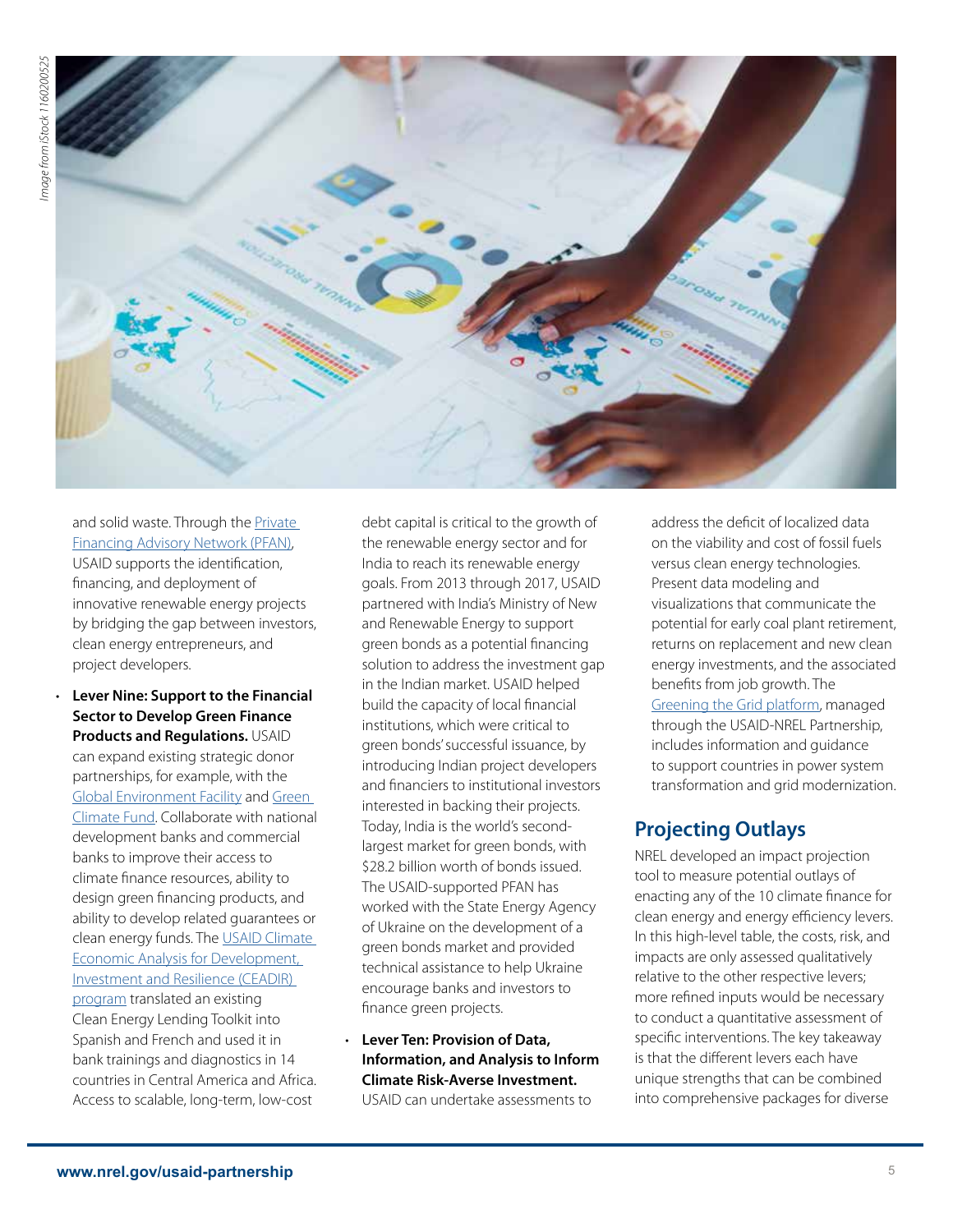and solid waste. Through the Private Financing Advisory Network (PFAN), USAID supports the identification, financing, and deployment of innovative renewable energy projects by bridging the gap between investors, clean energy entrepreneurs, and project developers.

- **Lever Nine: Support to the Financial Sector to Develop Green Finance Products and Regulations.** USAID can expand existing strategic donor partnerships, for example, with the Global Environment Facility and Green Climate Fund. Collaborate with national development banks and commercial banks to improve their access to climate finance resources, ability to design green financing products, and ability to develop related guarantees or clean energy funds. The USAID Climate Economic Analysis for Development, Investment and Resilience (CEADIR) program translated an existing Clean Energy Lending Toolkit into Spanish and French and used it in bank trainings and diagnostics in 14 countries in Central America and Africa. Access to scalable, long-term, low-cost debt capital is critical to the growth of the renewable energy sector and for India to reach its renewable energy goals. From 2013 through 2017, USAID partnered with India's Ministry of New and Renewable Energy to support green bonds as a potential financing solution to address the investment gap in the Indian market. USAID helped build the capacity of local financial institutions, which were critical to green bonds' successful issuance, by introducing Indian project developers and financiers to institutional investors interested in backing their projects. Today, India is the world's second-largest market for green bonds, with $28.2 billion worth of bonds issued. The USAID-supported PFAN has worked with the State Energy Agency of Ukraine on the development of a green bonds market and provided technical assistance to help Ukraine encourage banks and investors to finance green projects.

- **Lever Ten: Provision of Data, Information, and Analysis to Inform Climate Risk-Averse Investment.** USAID can undertake assessments to address the deficit of localized data on the viability and cost of fossil fuels versus clean energy technologies. Present data modeling and visualizations that communicate the potential for early coal plant retirement, returns on replacement and new clean energy investments, and the associated benefits from job growth. The Greening the Grid platform, managed through the USAID-NREL Partnership, includes information and guidance to support countries in power system transformation and grid modernization.

## Projecting Outlays

NREL developed an impact projection tool to measure potential outlays of enacting any of the 10 climate finance for clean energy and energy efficiency levers. In this high-level table, the costs, risk, and impacts are only assessed qualitatively relative to the other respective levers; more refined inputs would be necessary to conduct a quantitative assessment of specific interventions. The key takeaway is that the different levers each have unique strengths that can be combined into comprehensive packages for diverse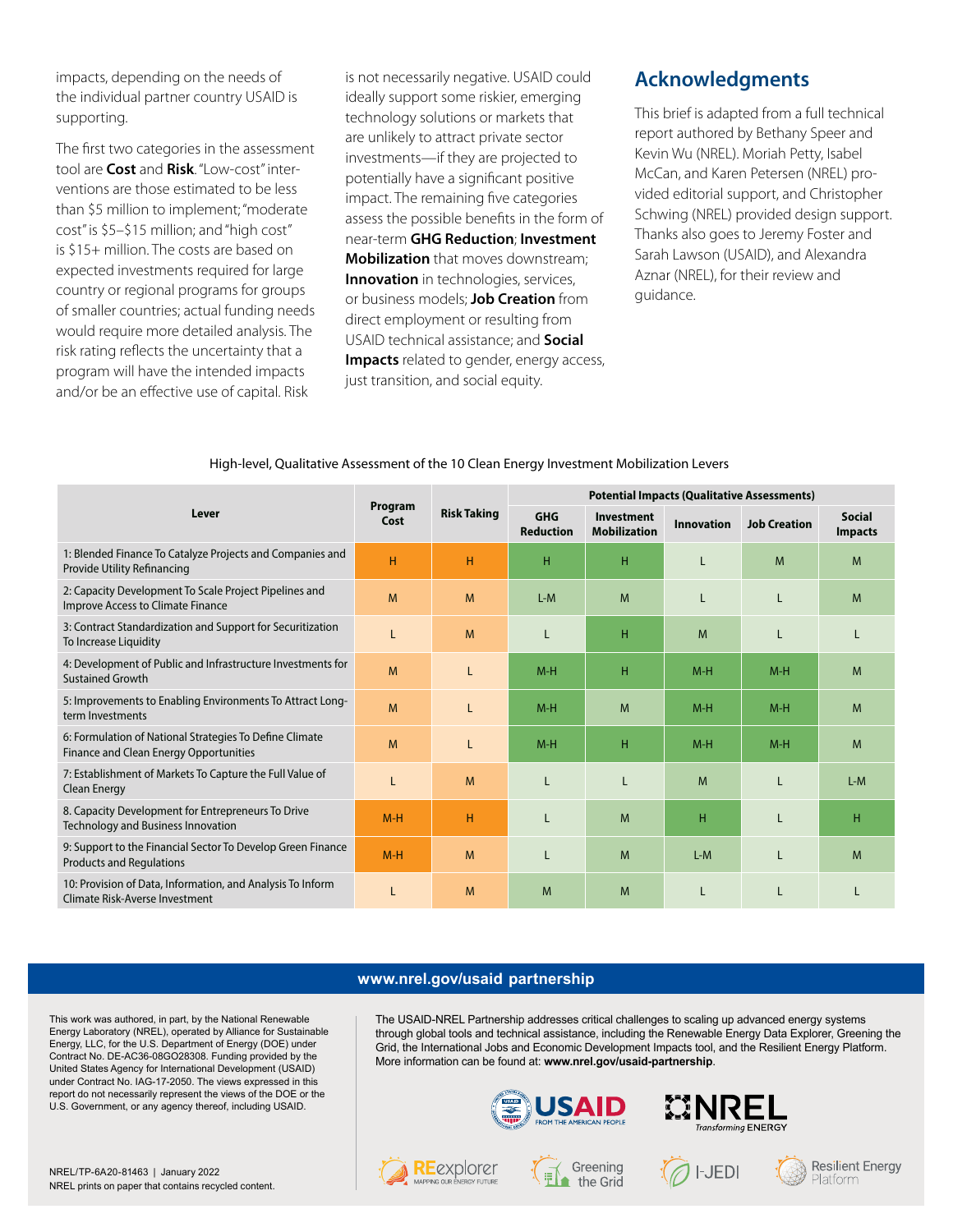impacts, depending on the needs of the individual partner country USAID is supporting.

The first two categories in the assessment tool are **Cost** and **Risk**. "Low-cost" interventions are those estimated to be less than $5 million to implement; "moderate cost" is $5–$15 million; and "high cost" is $15+ million. The costs are based on expected investments required for large country or regional programs for groups of smaller countries; actual funding needs would require more detailed analysis. The risk rating reflects the uncertainty that a program will have the intended impacts and/or be an effective use of capital. Risk is not necessarily negative. USAID could ideally support some riskier, emerging technology solutions or markets that are unlikely to attract private sector investments—if they are projected to potentially have a significant positive impact. The remaining five categories assess the possible benefits in the form of near-term **GHG Reduction**; **Investment Mobilization** that moves downstream; **Innovation** in technologies, services, or business models; **Job Creation** from direct employment or resulting from USAID technical assistance; and **Social Impacts** related to gender, energy access, just transition, and social equity.

## Acknowledgments

This brief is adapted from a full technical report authored by Bethany Speer and Kevin Wu (NREL). Moriah Petty, Isabel McCan, and Karen Petersen (NREL) provided editorial support, and Christopher Schwing (NREL) provided design support. Thanks also goes to Jeremy Foster and Sarah Lawson (USAID), and Alexandra Aznar (NREL), for their review and guidance.

High-level, Qualitative Assessment of the 10 Clean Energy Investment Mobilization Levers

| Lever | Program Cost | Risk Taking | Potential Impacts (Qualitative Assessments) | | | | |
|---|---|---|---|---|---|---|---|
| | | | GHG Reduction | Investment Mobilization | Innovation | Job Creation | Social Impacts |
| 1: Blended Finance To Catalyze Projects and Companies and Provide Utility Refinancing | H | H | H | H | L | M | M |
| 2: Capacity Development To Scale Project Pipelines and Improve Access to Climate Finance | M | M | L-M | M | L | L | M |
| 3: Contract Standardization and Support for Securitization To Increase Liquidity | L | M | L | H | M | L | L |
| 4: Development of Public and Infrastructure Investments for Sustained Growth | M | L | M-H | H | M-H | M-H | M |
| 5: Improvements to Enabling Environments To Attract Long-term Investments | M | L | M-H | M | M-H | M-H | M |
| 6: Formulation of National Strategies To Define Climate Finance and Clean Energy Opportunities | M | L | M-H | H | M-H | M-H | M |
| 7: Establishment of Markets To Capture the Full Value of Clean Energy | L | M | L | L | M | L | L-M |
| 8. Capacity Development for Entrepreneurs To Drive Technology and Business Innovation | M-H | H | L | M | H | L | H |
| 9: Support to the Financial Sector To Develop Green Finance Products and Regulations | M-H | M | L | M | L-M | L | M |
| 10: Provision of Data, Information, and Analysis To Inform Climate Risk-Averse Investment | L | M | M | M | L | L | L |

**www.nrel.gov/usaid partnership**

This work was authored, in part, by the National Renewable Energy Laboratory (NREL), operated by Alliance for Sustainable Energy, LLC, for the U.S. Department of Energy (DOE) under Contract No. DE-AC36-08GO28308. Funding provided by the United States Agency for International Development (USAID) under Contract No. IAG-17-2050. The views expressed in this report do not necessarily represent the views of the DOE or the U.S. Government, or any agency thereof, including USAID.

NREL/TP-6A20-81463 | January 2022
NREL prints on paper that contains recycled content.

The USAID-NREL Partnership addresses critical challenges to scaling up advanced energy systems through global tools and technical assistance, including the Renewable Energy Data Explorer, Greening the Grid, the International Jobs and Economic Development Impacts tool, and the Resilient Energy Platform. More information can be found at: **www.nrel.gov/usaid-partnership**.